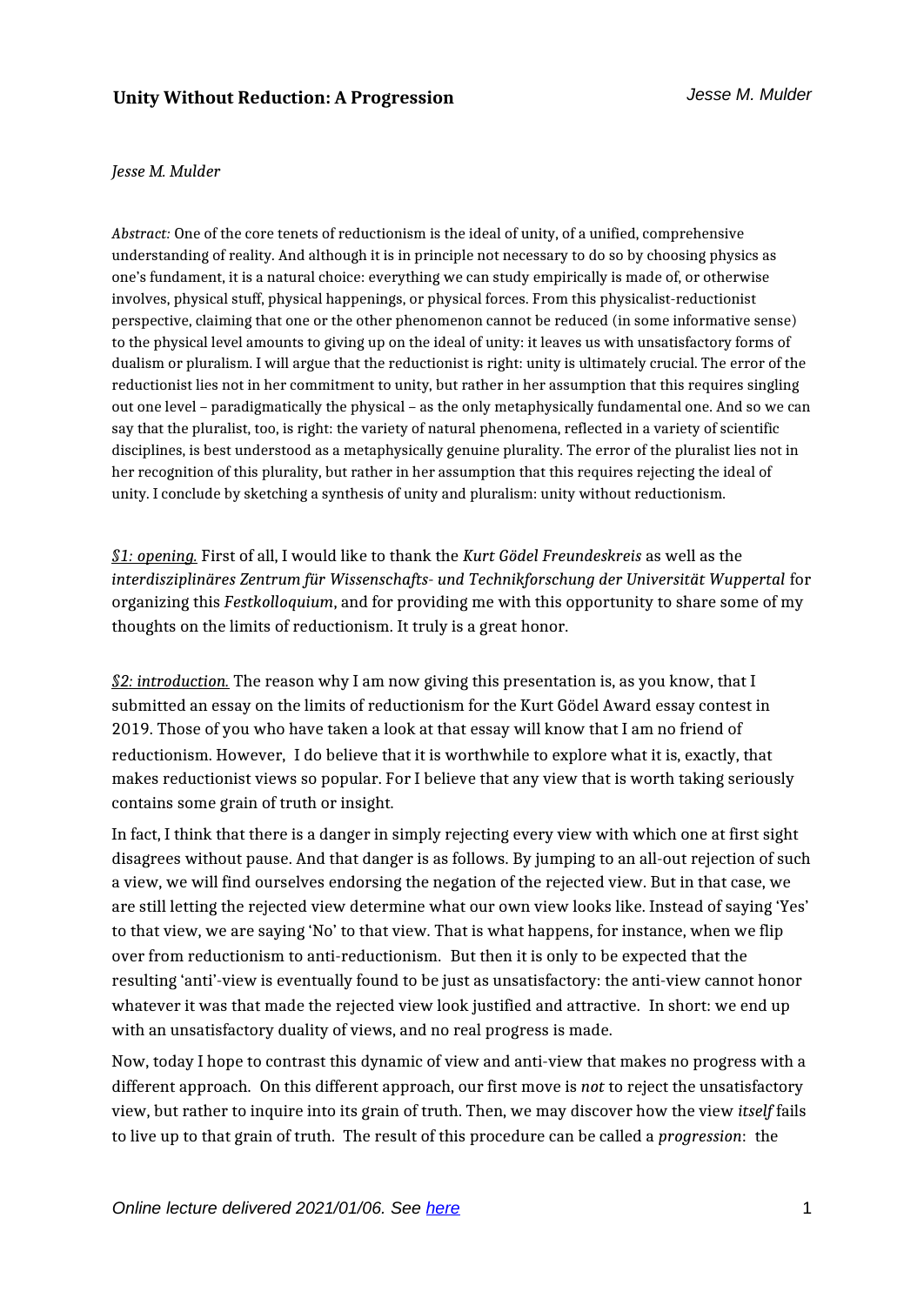# Unity Without Reduction: A Progression

*Jesse M. Mulder*

*Abstract:* One of the core tenets of reductionism is the ideal of unity, of a unified, comprehensive understanding of reality. And although it is in principle not necessary to do so by choosing physics as one's fundament, it is a natural choice: everything we can study empirically is made of, or otherwise involves, physical stuff, physical happenings, or physical forces. From this physicalist-reductionist perspective, claiming that one or the other phenomenon cannot be reduced (in some informative sense) to the physical level amounts to giving up on the ideal of unity: it leaves us with unsatisfactory forms of dualism or pluralism. I will argue that the reductionist is right: unity is ultimately crucial. The error of the reductionist lies not in her commitment to unity, but rather in her assumption that this requires singling out one level – paradigmatically the physical – as the only metaphysically fundamental one. And so we can say that the pluralist, too, is right: the variety of natural phenomena, reflected in a variety of scientific disciplines, is best understood as a metaphysically genuine plurality. The error of the pluralist lies not in her recognition of this plurality, but rather in her assumption that this requires rejecting the ideal of unity. I conclude by sketching a synthesis of unity and pluralism: unity without reductionism.

***§1: opening.*** First of all, I would like to thank the *Kurt Gödel Freundeskreis* as well as the *interdisziplinäres Zentrum für Wissenschafts- und Technikforschung der Universität Wuppertal* for organizing this *Festkolloquium*, and for providing me with this opportunity to share some of my thoughts on the limits of reductionism. It truly is a great honor.

***§2: introduction.*** The reason why I am now giving this presentation is, as you know, that I submitted an essay on the limits of reductionism for the Kurt Gödel Award essay contest in 2019. Those of you who have taken a look at that essay will know that I am no friend of reductionism. However, I do believe that it is worthwhile to explore what it is, exactly, that makes reductionist views so popular. For I believe that any view that is worth taking seriously contains some grain of truth or insight.

In fact, I think that there is a danger in simply rejecting every view with which one at first sight disagrees without pause. And that danger is as follows. By jumping to an all-out rejection of such a view, we will find ourselves endorsing the negation of the rejected view. But in that case, we are still letting the rejected view determine what our own view looks like. Instead of saying 'Yes' to that view, we are saying 'No' to that view. That is what happens, for instance, when we flip over from reductionism to anti-reductionism. But then it is only to be expected that the resulting 'anti'-view is eventually found to be just as unsatisfactory: the anti-view cannot honor whatever it was that made the rejected view look justified and attractive. In short: we end up with an unsatisfactory duality of views, and no real progress is made.

Now, today I hope to contrast this dynamic of view and anti-view that makes no progress with a different approach. On this different approach, our first move is *not* to reject the unsatisfactory view, but rather to inquire into its grain of truth. Then, we may discover how the view *itself* fails to live up to that grain of truth. The result of this procedure can be called a *progression*: the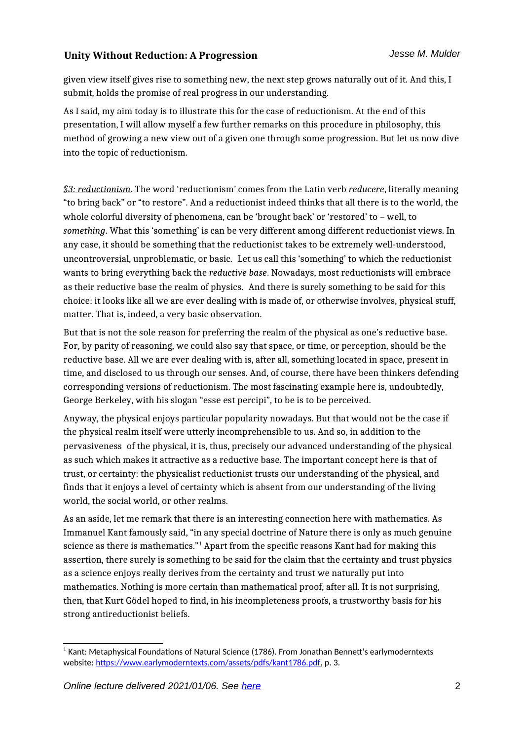given view itself gives rise to something new, the next step grows naturally out of it. And this, I submit, holds the promise of real progress in our understanding.

As I said, my aim today is to illustrate this for the case of reductionism. At the end of this presentation, I will allow myself a few further remarks on this procedure in philosophy, this method of growing a new view out of a given one through some progression. But let us now dive into the topic of reductionism.

*§3: reductionism*. The word 'reductionism' comes from the Latin verb *reducere*, literally meaning "to bring back" or "to restore". And a reductionist indeed thinks that all there is to the world, the whole colorful diversity of phenomena, can be 'brought back' or 'restored' to – well, to *something*. What this 'something' is can be very different among different reductionist views. In any case, it should be something that the reductionist takes to be extremely well-understood, uncontroversial, unproblematic, or basic. Let us call this 'something' to which the reductionist wants to bring everything back the *reductive base*. Nowadays, most reductionists will embrace as their reductive base the realm of physics. And there is surely something to be said for this choice: it looks like all we are ever dealing with is made of, or otherwise involves, physical stuff, matter. That is, indeed, a very basic observation.

But that is not the sole reason for preferring the realm of the physical as one's reductive base. For, by parity of reasoning, we could also say that space, or time, or perception, should be the reductive base. All we are ever dealing with is, after all, something located in space, present in time, and disclosed to us through our senses. And, of course, there have been thinkers defending corresponding versions of reductionism. The most fascinating example here is, undoubtedly, George Berkeley, with his slogan "esse est percipi", to be is to be perceived.

Anyway, the physical enjoys particular popularity nowadays. But that would not be the case if the physical realm itself were utterly incomprehensible to us. And so, in addition to the pervasiveness of the physical, it is, thus, precisely our advanced understanding of the physical as such which makes it attractive as a reductive base. The important concept here is that of trust, or certainty: the physicalist reductionist trusts our understanding of the physical, and finds that it enjoys a level of certainty which is absent from our understanding of the living world, the social world, or other realms.

As an aside, let me remark that there is an interesting connection here with mathematics. As Immanuel Kant famously said, "in any special doctrine of Nature there is only as much genuine science as there is mathematics."[1] Apart from the specific reasons Kant had for making this assertion, there surely is something to be said for the claim that the certainty and trust physics as a science enjoys really derives from the certainty and trust we naturally put into mathematics. Nothing is more certain than mathematical proof, after all. It is not surprising, then, that Kurt Gödel hoped to find, in his incompleteness proofs, a trustworthy basis for his strong antireductionist beliefs.

[1] Kant: Metaphysical Foundations of Natural Science (1786). From Jonathan Bennett's earlymoderntexts website: https://www.earlymoderntexts.com/assets/pdfs/kant1786.pdf, p. 3.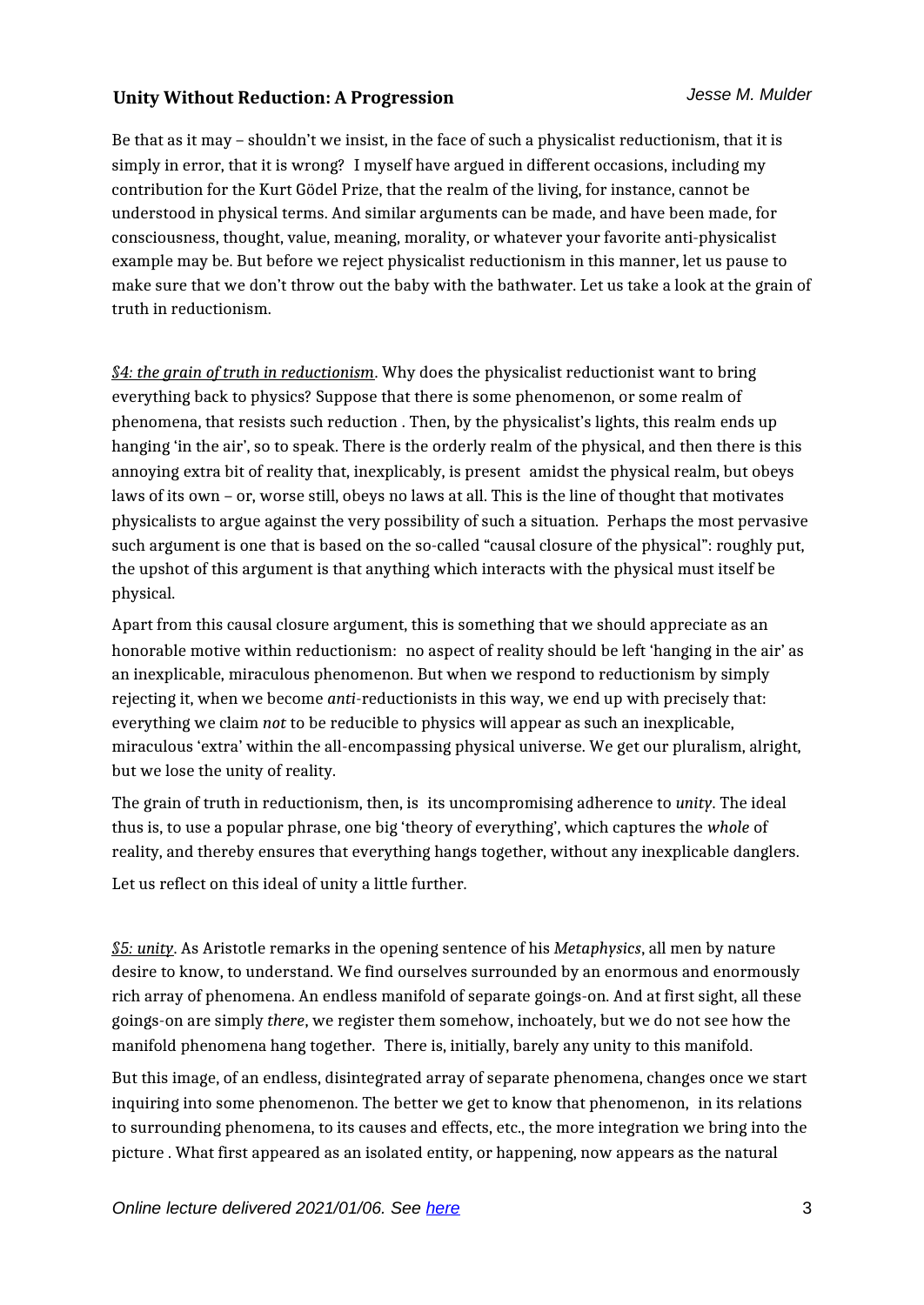Be that as it may – shouldn't we insist, in the face of such a physicalist reductionism, that it is simply in error, that it is wrong? I myself have argued in different occasions, including my contribution for the Kurt Gödel Prize, that the realm of the living, for instance, cannot be understood in physical terms. And similar arguments can be made, and have been made, for consciousness, thought, value, meaning, morality, or whatever your favorite anti-physicalist example may be. But before we reject physicalist reductionism in this manner, let us pause to make sure that we don't throw out the baby with the bathwater. Let us take a look at the grain of truth in reductionism.

*§4: the grain of truth in reductionism*. Why does the physicalist reductionist want to bring everything back to physics? Suppose that there is some phenomenon, or some realm of phenomena, that resists such reduction . Then, by the physicalist's lights, this realm ends up hanging 'in the air', so to speak. There is the orderly realm of the physical, and then there is this annoying extra bit of reality that, inexplicably, is present amidst the physical realm, but obeys laws of its own – or, worse still, obeys no laws at all. This is the line of thought that motivates physicalists to argue against the very possibility of such a situation. Perhaps the most pervasive such argument is one that is based on the so-called "causal closure of the physical": roughly put, the upshot of this argument is that anything which interacts with the physical must itself be physical.

Apart from this causal closure argument, this is something that we should appreciate as an honorable motive within reductionism: no aspect of reality should be left 'hanging in the air' as an inexplicable, miraculous phenomenon. But when we respond to reductionism by simply rejecting it, when we become *anti*-reductionists in this way, we end up with precisely that: everything we claim *not* to be reducible to physics will appear as such an inexplicable, miraculous 'extra' within the all-encompassing physical universe. We get our pluralism, alright, but we lose the unity of reality.

The grain of truth in reductionism, then, is its uncompromising adherence to *unity*. The ideal thus is, to use a popular phrase, one big 'theory of everything', which captures the *whole* of reality, and thereby ensures that everything hangs together, without any inexplicable danglers.

Let us reflect on this ideal of unity a little further.

*§5: unity*. As Aristotle remarks in the opening sentence of his *Metaphysics*, all men by nature desire to know, to understand. We find ourselves surrounded by an enormous and enormously rich array of phenomena. An endless manifold of separate goings-on. And at first sight, all these goings-on are simply *there*, we register them somehow, inchoately, but we do not see how the manifold phenomena hang together. There is, initially, barely any unity to this manifold.

But this image, of an endless, disintegrated array of separate phenomena, changes once we start inquiring into some phenomenon. The better we get to know that phenomenon, in its relations to surrounding phenomena, to its causes and effects, etc., the more integration we bring into the picture . What first appeared as an isolated entity, or happening, now appears as the natural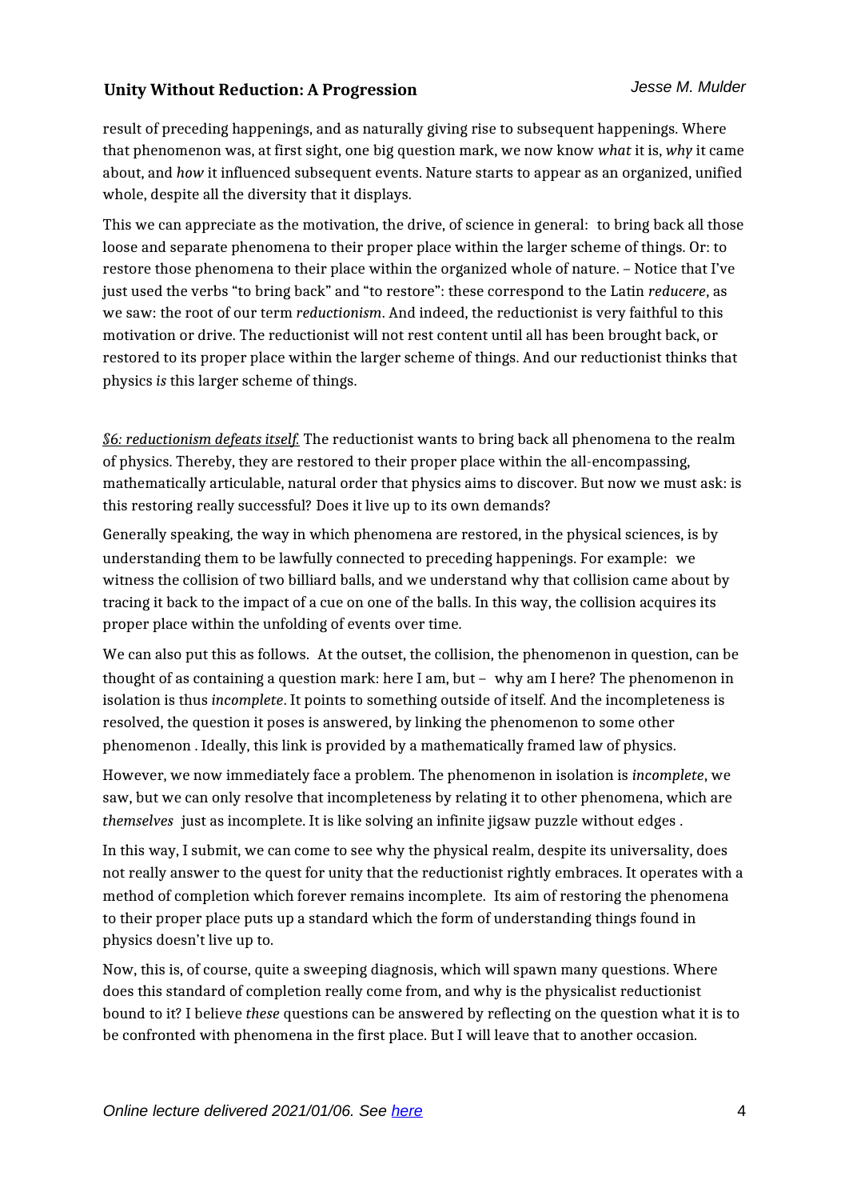result of preceding happenings, and as naturally giving rise to subsequent happenings. Where that phenomenon was, at first sight, one big question mark, we now know *what* it is, *why* it came about, and *how* it influenced subsequent events. Nature starts to appear as an organized, unified whole, despite all the diversity that it displays.

This we can appreciate as the motivation, the drive, of science in general: to bring back all those loose and separate phenomena to their proper place within the larger scheme of things. Or: to restore those phenomena to their place within the organized whole of nature. – Notice that I've just used the verbs "to bring back" and "to restore": these correspond to the Latin *reducere*, as we saw: the root of our term *reductionism*. And indeed, the reductionist is very faithful to this motivation or drive. The reductionist will not rest content until all has been brought back, or restored to its proper place within the larger scheme of things. And our reductionist thinks that physics *is* this larger scheme of things.

*§6: reductionism defeats itself.* The reductionist wants to bring back all phenomena to the realm of physics. Thereby, they are restored to their proper place within the all-encompassing, mathematically articulable, natural order that physics aims to discover. But now we must ask: is this restoring really successful? Does it live up to its own demands?

Generally speaking, the way in which phenomena are restored, in the physical sciences, is by understanding them to be lawfully connected to preceding happenings. For example: we witness the collision of two billiard balls, and we understand why that collision came about by tracing it back to the impact of a cue on one of the balls. In this way, the collision acquires its proper place within the unfolding of events over time.

We can also put this as follows. At the outset, the collision, the phenomenon in question, can be thought of as containing a question mark: here I am, but – why am I here? The phenomenon in isolation is thus *incomplete*. It points to something outside of itself. And the incompleteness is resolved, the question it poses is answered, by linking the phenomenon to some other phenomenon . Ideally, this link is provided by a mathematically framed law of physics.

However, we now immediately face a problem. The phenomenon in isolation is *incomplete*, we saw, but we can only resolve that incompleteness by relating it to other phenomena, which are *themselves* just as incomplete. It is like solving an infinite jigsaw puzzle without edges .

In this way, I submit, we can come to see why the physical realm, despite its universality, does not really answer to the quest for unity that the reductionist rightly embraces. It operates with a method of completion which forever remains incomplete. Its aim of restoring the phenomena to their proper place puts up a standard which the form of understanding things found in physics doesn't live up to.

Now, this is, of course, quite a sweeping diagnosis, which will spawn many questions. Where does this standard of completion really come from, and why is the physicalist reductionist bound to it? I believe *these* questions can be answered by reflecting on the question what it is to be confronted with phenomena in the first place. But I will leave that to another occasion.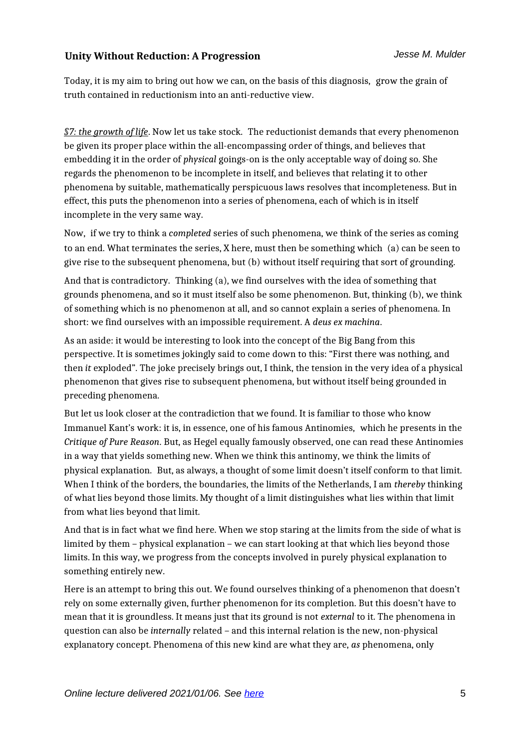Today, it is my aim to bring out how we can, on the basis of this diagnosis, grow the grain of truth contained in reductionism into an anti-reductive view.

*§7: the growth of life*. Now let us take stock. The reductionist demands that every phenomenon be given its proper place within the all-encompassing order of things, and believes that embedding it in the order of *physical* goings-on is the only acceptable way of doing so. She regards the phenomenon to be incomplete in itself, and believes that relating it to other phenomena by suitable, mathematically perspicuous laws resolves that incompleteness. But in effect, this puts the phenomenon into a series of phenomena, each of which is in itself incomplete in the very same way.

Now, if we try to think a *completed* series of such phenomena, we think of the series as coming to an end. What terminates the series, X here, must then be something which (a) can be seen to give rise to the subsequent phenomena, but (b) without itself requiring that sort of grounding.

And that is contradictory. Thinking (a), we find ourselves with the idea of something that grounds phenomena, and so it must itself also be some phenomenon. But, thinking (b), we think of something which is no phenomenon at all, and so cannot explain a series of phenomena. In short: we find ourselves with an impossible requirement. A *deus ex machina*.

As an aside: it would be interesting to look into the concept of the Big Bang from this perspective. It is sometimes jokingly said to come down to this: "First there was nothing, and then *it* exploded". The joke precisely brings out, I think, the tension in the very idea of a physical phenomenon that gives rise to subsequent phenomena, but without itself being grounded in preceding phenomena.

But let us look closer at the contradiction that we found. It is familiar to those who know Immanuel Kant's work: it is, in essence, one of his famous Antinomies, which he presents in the *Critique of Pure Reason*. But, as Hegel equally famously observed, one can read these Antinomies in a way that yields something new. When we think this antinomy, we think the limits of physical explanation. But, as always, a thought of some limit doesn't itself conform to that limit. When I think of the borders, the boundaries, the limits of the Netherlands, I am *thereby* thinking of what lies beyond those limits. My thought of a limit distinguishes what lies within that limit from what lies beyond that limit.

And that is in fact what we find here. When we stop staring at the limits from the side of what is limited by them – physical explanation – we can start looking at that which lies beyond those limits. In this way, we progress from the concepts involved in purely physical explanation to something entirely new.

Here is an attempt to bring this out. We found ourselves thinking of a phenomenon that doesn't rely on some externally given, further phenomenon for its completion. But this doesn't have to mean that it is groundless. It means just that its ground is not *external* to it. The phenomena in question can also be *internally* related – and this internal relation is the new, non-physical explanatory concept. Phenomena of this new kind are what they are, *as* phenomena, only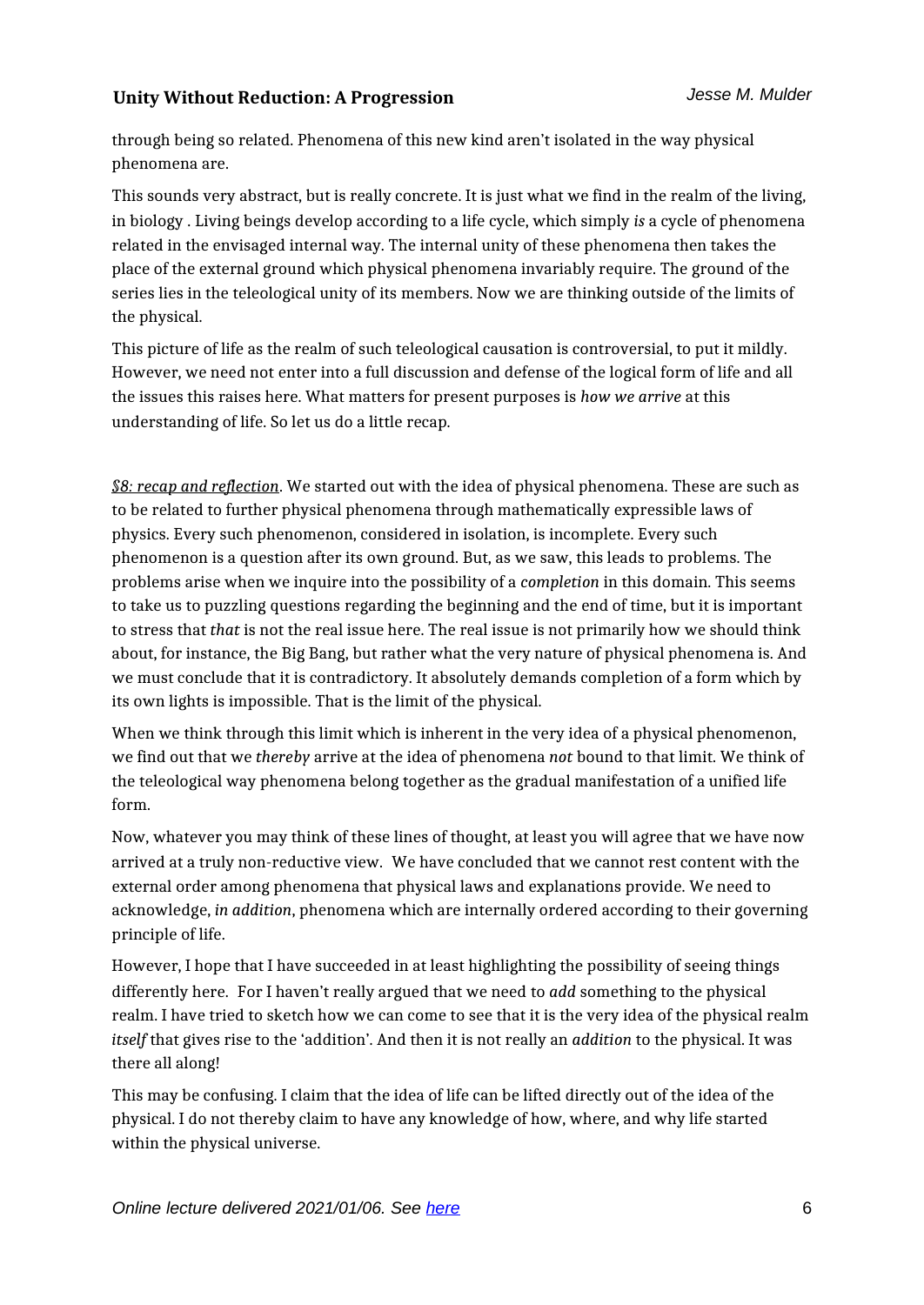through being so related. Phenomena of this new kind aren't isolated in the way physical phenomena are.

This sounds very abstract, but is really concrete. It is just what we find in the realm of the living, in biology . Living beings develop according to a life cycle, which simply *is* a cycle of phenomena related in the envisaged internal way. The internal unity of these phenomena then takes the place of the external ground which physical phenomena invariably require. The ground of the series lies in the teleological unity of its members. Now we are thinking outside of the limits of the physical.

This picture of life as the realm of such teleological causation is controversial, to put it mildly. However, we need not enter into a full discussion and defense of the logical form of life and all the issues this raises here. What matters for present purposes is *how we arrive* at this understanding of life. So let us do a little recap.

***§8: recap and reflection***. We started out with the idea of physical phenomena. These are such as to be related to further physical phenomena through mathematically expressible laws of physics. Every such phenomenon, considered in isolation, is incomplete. Every such phenomenon is a question after its own ground. But, as we saw, this leads to problems. The problems arise when we inquire into the possibility of a *completion* in this domain. This seems to take us to puzzling questions regarding the beginning and the end of time, but it is important to stress that *that* is not the real issue here. The real issue is not primarily how we should think about, for instance, the Big Bang, but rather what the very nature of physical phenomena is. And we must conclude that it is contradictory. It absolutely demands completion of a form which by its own lights is impossible. That is the limit of the physical.

When we think through this limit which is inherent in the very idea of a physical phenomenon, we find out that we *thereby* arrive at the idea of phenomena *not* bound to that limit. We think of the teleological way phenomena belong together as the gradual manifestation of a unified life form.

Now, whatever you may think of these lines of thought, at least you will agree that we have now arrived at a truly non-reductive view. We have concluded that we cannot rest content with the external order among phenomena that physical laws and explanations provide. We need to acknowledge, *in addition*, phenomena which are internally ordered according to their governing principle of life.

However, I hope that I have succeeded in at least highlighting the possibility of seeing things differently here. For I haven't really argued that we need to *add* something to the physical realm. I have tried to sketch how we can come to see that it is the very idea of the physical realm *itself* that gives rise to the 'addition'. And then it is not really an *addition* to the physical. It was there all along!

This may be confusing. I claim that the idea of life can be lifted directly out of the idea of the physical. I do not thereby claim to have any knowledge of how, where, and why life started within the physical universe.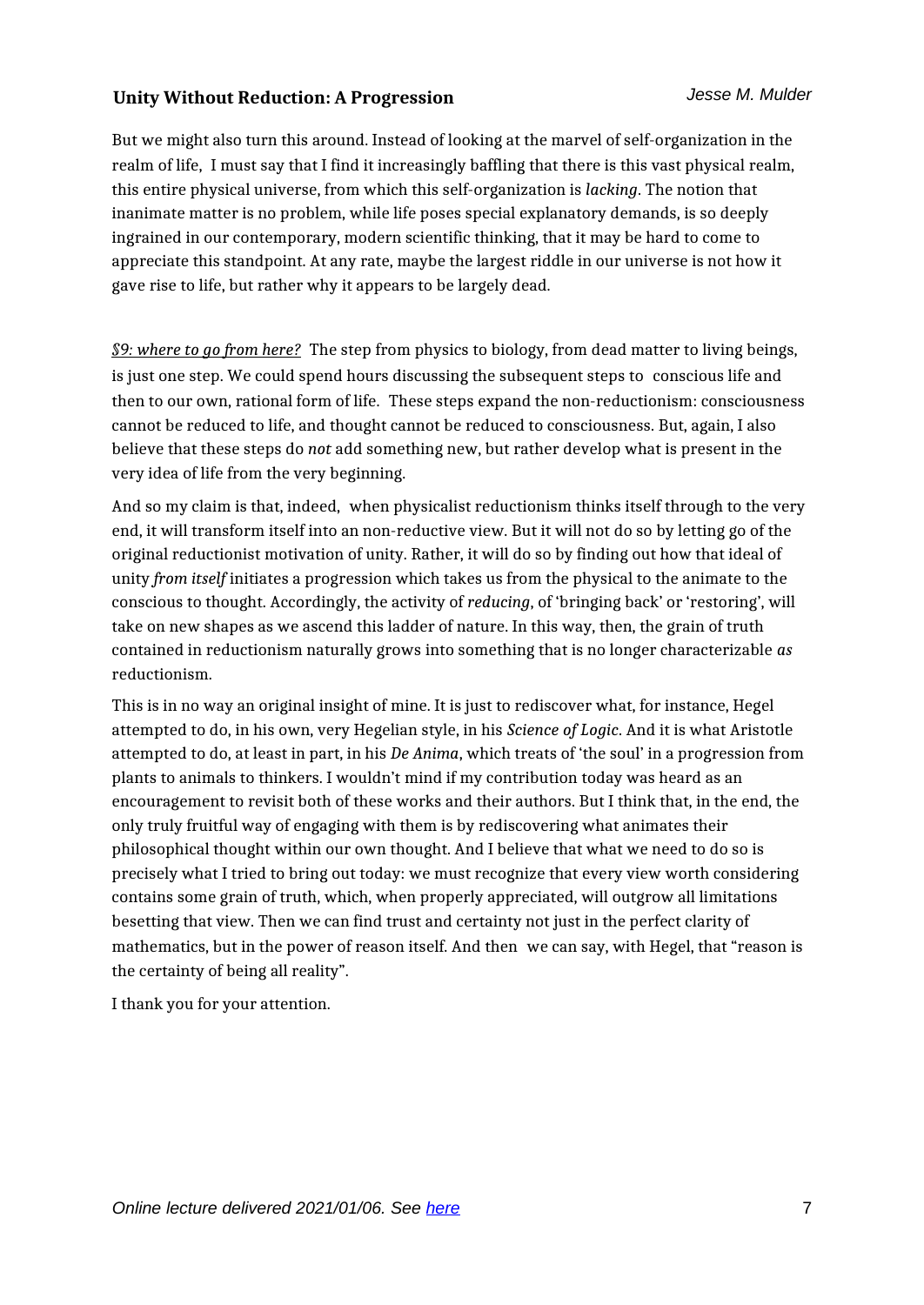But we might also turn this around. Instead of looking at the marvel of self-organization in the realm of life, I must say that I find it increasingly baffling that there is this vast physical realm, this entire physical universe, from which this self-organization is *lacking*. The notion that inanimate matter is no problem, while life poses special explanatory demands, is so deeply ingrained in our contemporary, modern scientific thinking, that it may be hard to come to appreciate this standpoint. At any rate, maybe the largest riddle in our universe is not how it gave rise to life, but rather why it appears to be largely dead.

*§9: where to go from here?* The step from physics to biology, from dead matter to living beings, is just one step. We could spend hours discussing the subsequent steps to conscious life and then to our own, rational form of life. These steps expand the non-reductionism: consciousness cannot be reduced to life, and thought cannot be reduced to consciousness. But, again, I also believe that these steps do *not* add something new, but rather develop what is present in the very idea of life from the very beginning.

And so my claim is that, indeed, when physicalist reductionism thinks itself through to the very end, it will transform itself into an non-reductive view. But it will not do so by letting go of the original reductionist motivation of unity. Rather, it will do so by finding out how that ideal of unity *from itself* initiates a progression which takes us from the physical to the animate to the conscious to thought. Accordingly, the activity of *reducing*, of 'bringing back' or 'restoring', will take on new shapes as we ascend this ladder of nature. In this way, then, the grain of truth contained in reductionism naturally grows into something that is no longer characterizable *as* reductionism.

This is in no way an original insight of mine. It is just to rediscover what, for instance, Hegel attempted to do, in his own, very Hegelian style, in his *Science of Logic*. And it is what Aristotle attempted to do, at least in part, in his *De Anima*, which treats of 'the soul' in a progression from plants to animals to thinkers. I wouldn't mind if my contribution today was heard as an encouragement to revisit both of these works and their authors. But I think that, in the end, the only truly fruitful way of engaging with them is by rediscovering what animates their philosophical thought within our own thought. And I believe that what we need to do so is precisely what I tried to bring out today: we must recognize that every view worth considering contains some grain of truth, which, when properly appreciated, will outgrow all limitations besetting that view. Then we can find trust and certainty not just in the perfect clarity of mathematics, but in the power of reason itself. And then we can say, with Hegel, that "reason is the certainty of being all reality".

I thank you for your attention.